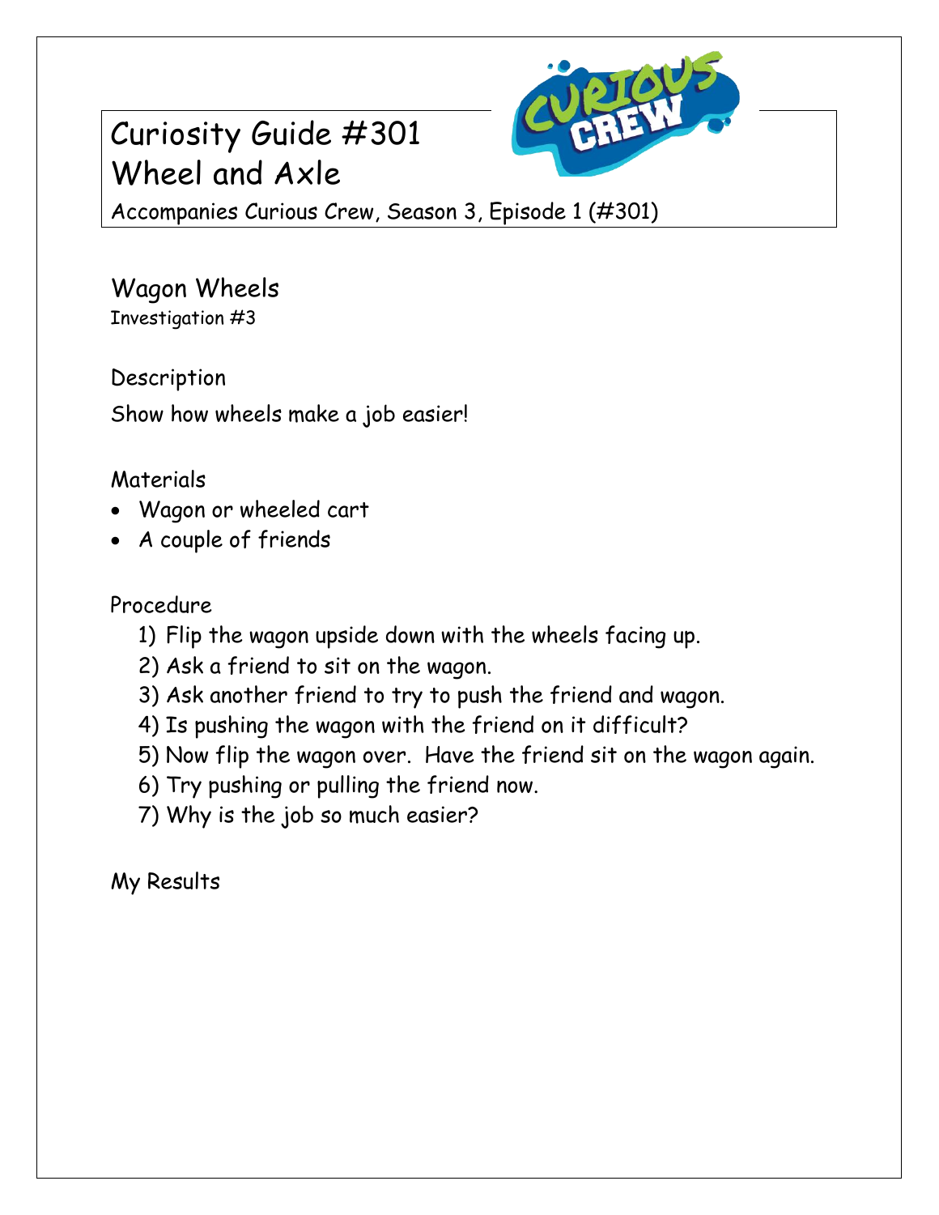# Curiosity Guide #301
# Wheel and Axle

Accompanies Curious Crew, Season 3, Episode 1 (#301)

## Wagon Wheels

Investigation #3

### Description

Show how wheels make a job easier!

### Materials

- Wagon or wheeled cart
- A couple of friends

### Procedure

1) Flip the wagon upside down with the wheels facing up.
2) Ask a friend to sit on the wagon.
3) Ask another friend to try to push the friend and wagon.
4) Is pushing the wagon with the friend on it difficult?
5) Now flip the wagon over. Have the friend sit on the wagon again.
6) Try pushing or pulling the friend now.
7) Why is the job so much easier?

### My Results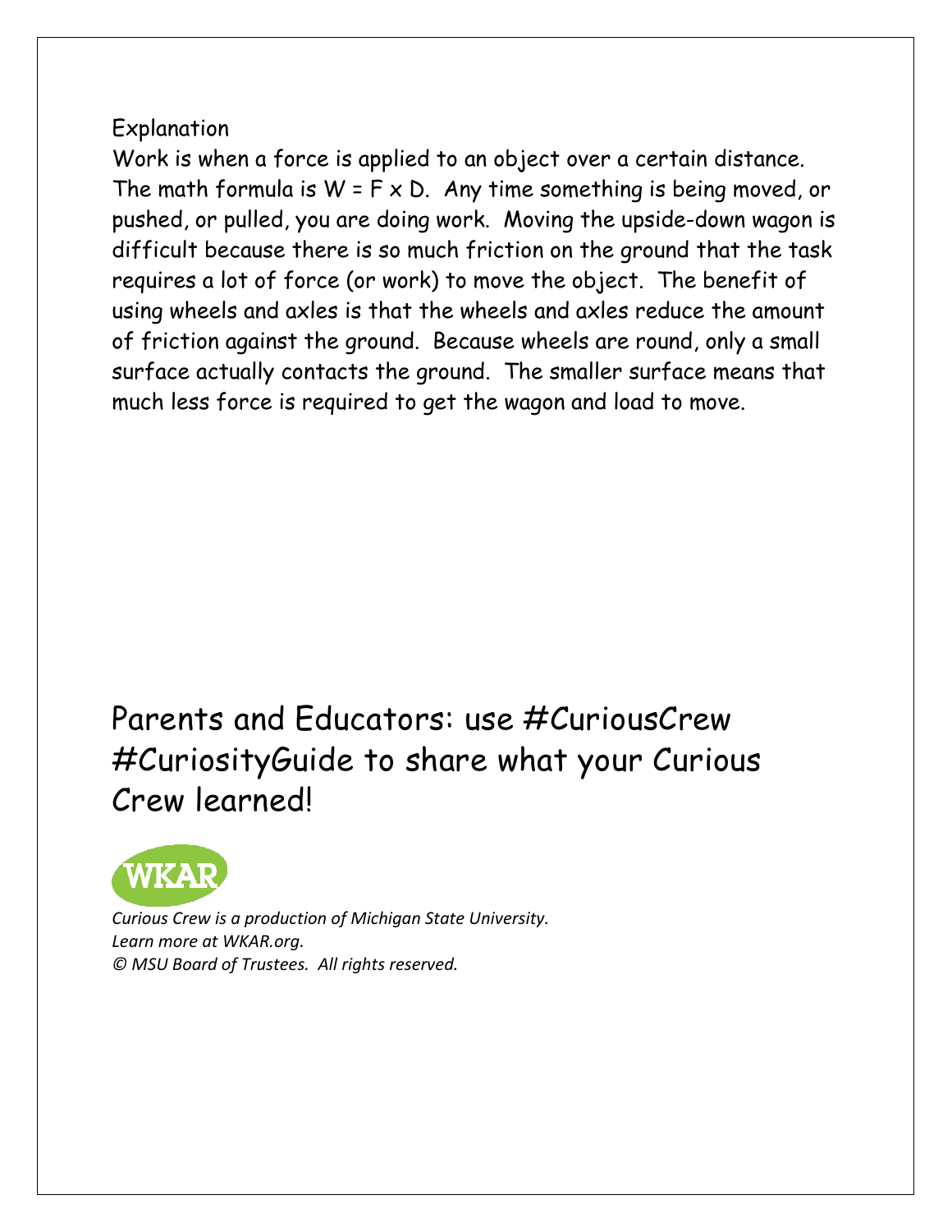## Explanation

Work is when a force is applied to an object over a certain distance. The math formula is $W = F \times D$. Any time something is being moved, or pushed, or pulled, you are doing work. Moving the upside-down wagon is difficult because there is so much friction on the ground that the task requires a lot of force (or work) to move the object. The benefit of using wheels and axles is that the wheels and axles reduce the amount of friction against the ground. Because wheels are round, only a small surface actually contacts the ground. The smaller surface means that much less force is required to get the wagon and load to move.

## Parents and Educators: use #CuriousCrew #CuriosityGuide to share what your Curious Crew learned!

WKAR

*Curious Crew is a production of Michigan State University.*
*Learn more at WKAR.org.*
*© MSU Board of Trustees. All rights reserved.*